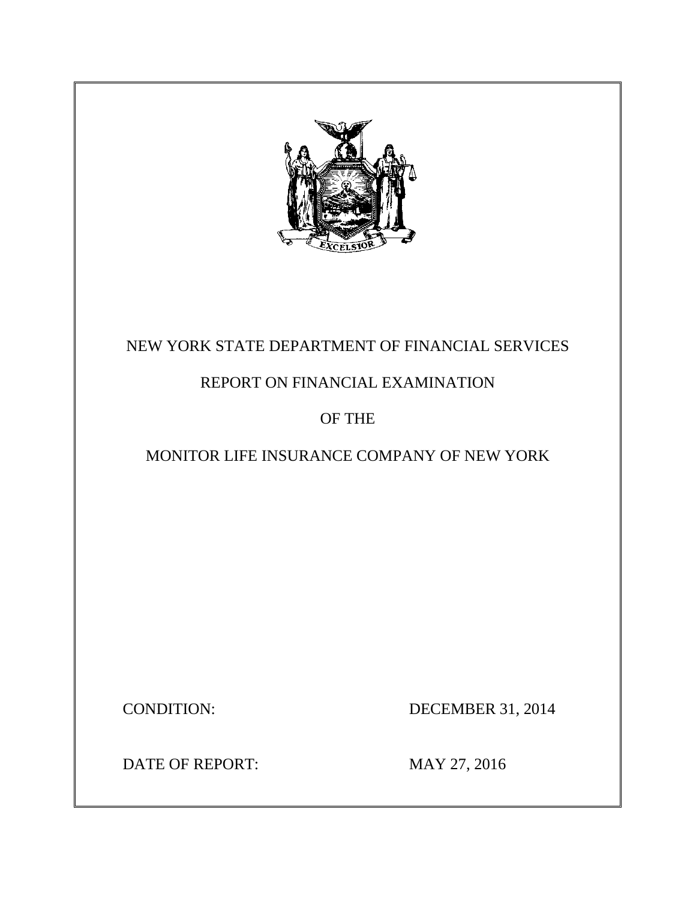NEW YORK STATE DEPARTMENT OF FINANCIAL SERVICES

REPORT ON FINANCIAL EXAMINATION

OF THE

MONITOR LIFE INSURANCE COMPANY OF NEW YORK

CONDITION: DECEMBER 31, 2014

DATE OF REPORT: MAY 27, 2016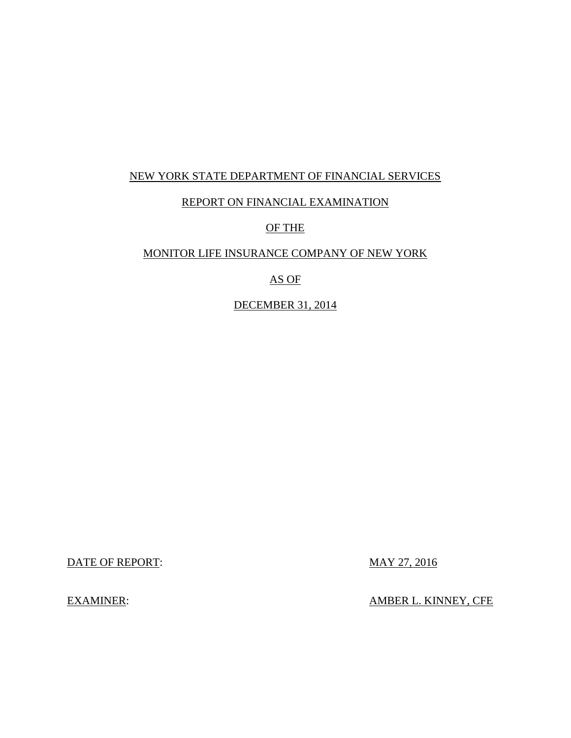NEW YORK STATE DEPARTMENT OF FINANCIAL SERVICES

REPORT ON FINANCIAL EXAMINATION

OF THE

MONITOR LIFE INSURANCE COMPANY OF NEW YORK

AS OF

DECEMBER 31, 2014

DATE OF REPORT: MAY 27, 2016

EXAMINER: AMBER L. KINNEY, CFE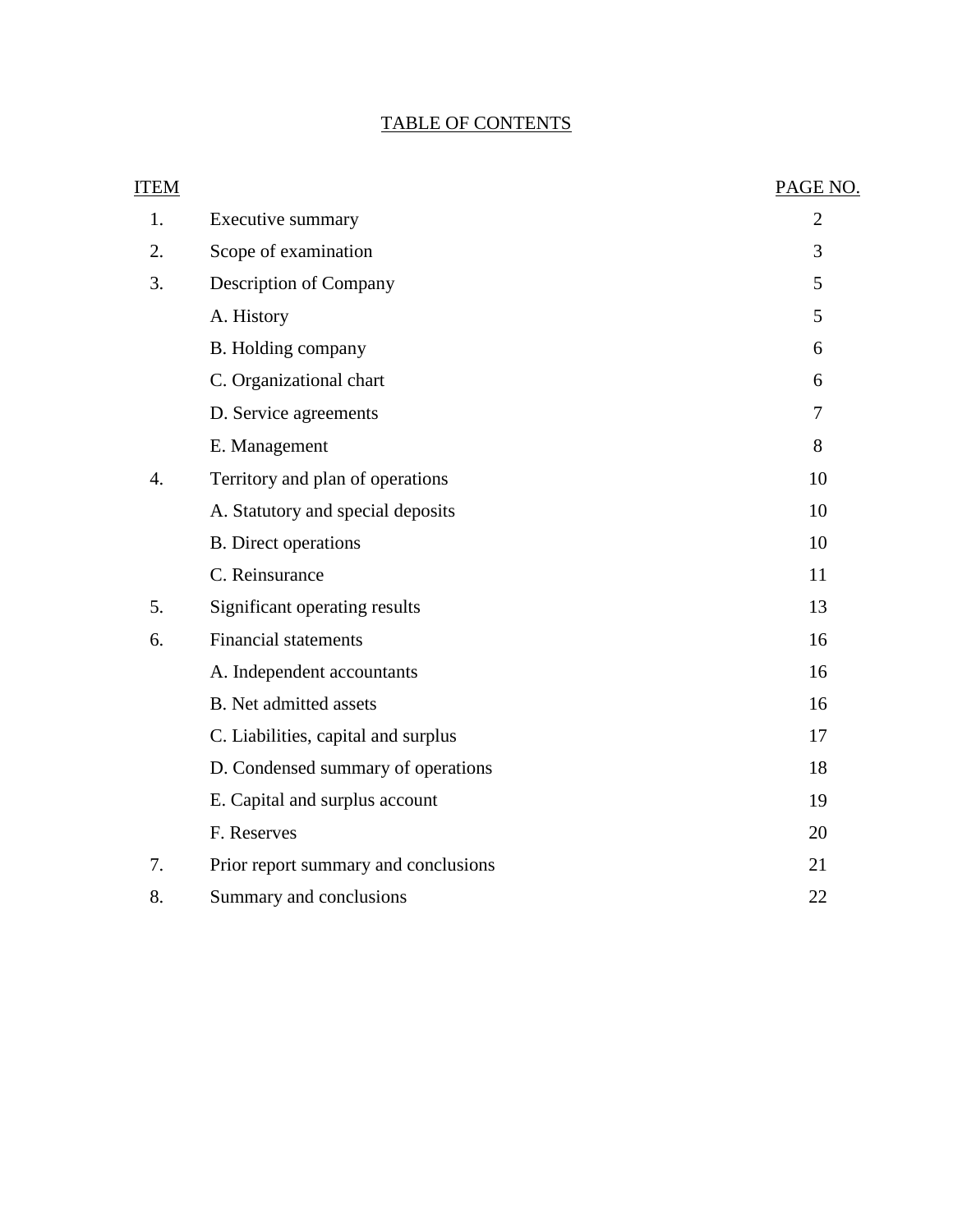## TABLE OF CONTENTS

| ITEM | | PAGE NO. |
|---|---|---|
| 1. | Executive summary | 2 |
| 2. | Scope of examination | 3 |
| 3. | Description of Company | 5 |
| | A. History | 5 |
| | B. Holding company | 6 |
| | C. Organizational chart | 6 |
| | D. Service agreements | 7 |
| | E. Management | 8 |
| 4. | Territory and plan of operations | 10 |
| | A. Statutory and special deposits | 10 |
| | B. Direct operations | 10 |
| | C. Reinsurance | 11 |
| 5. | Significant operating results | 13 |
| 6. | Financial statements | 16 |
| | A. Independent accountants | 16 |
| | B. Net admitted assets | 16 |
| | C. Liabilities, capital and surplus | 17 |
| | D. Condensed summary of operations | 18 |
| | E. Capital and surplus account | 19 |
| | F. Reserves | 20 |
| 7. | Prior report summary and conclusions | 21 |
| 8. | Summary and conclusions | 22 |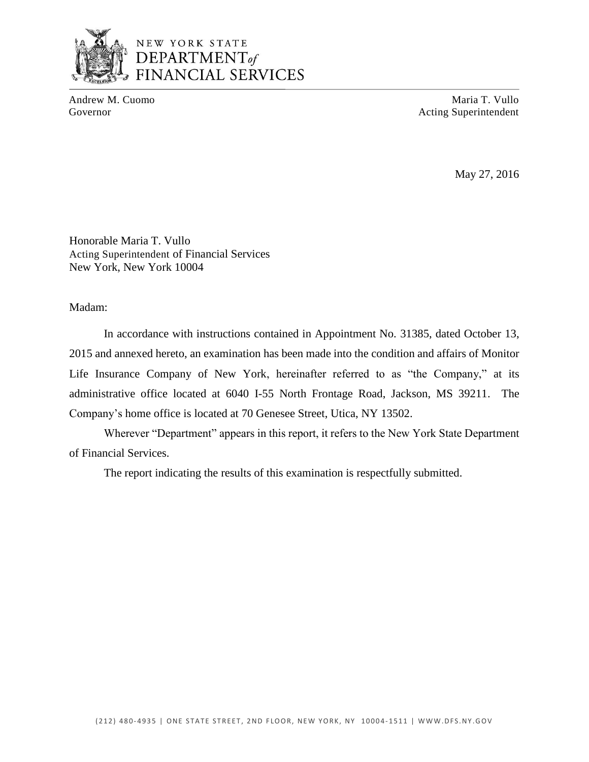NEW YORK STATE
DEPARTMENT of
FINANCIAL SERVICES

Andrew M. Cuomo
Governor

Maria T. Vullo
Acting Superintendent

May 27, 2016

Honorable Maria T. Vullo
Acting Superintendent of Financial Services
New York, New York 10004

Madam:

In accordance with instructions contained in Appointment No. 31385, dated October 13, 2015 and annexed hereto, an examination has been made into the condition and affairs of Monitor Life Insurance Company of New York, hereinafter referred to as "the Company," at its administrative office located at 6040 I-55 North Frontage Road, Jackson, MS 39211. The Company's home office is located at 70 Genesee Street, Utica, NY 13502.

Wherever "Department" appears in this report, it refers to the New York State Department of Financial Services.

The report indicating the results of this examination is respectfully submitted.

(212) 480-4935 | ONE STATE STREET, 2ND FLOOR, NEW YORK, NY 10004-1511 | WWW.DFS.NY.GOV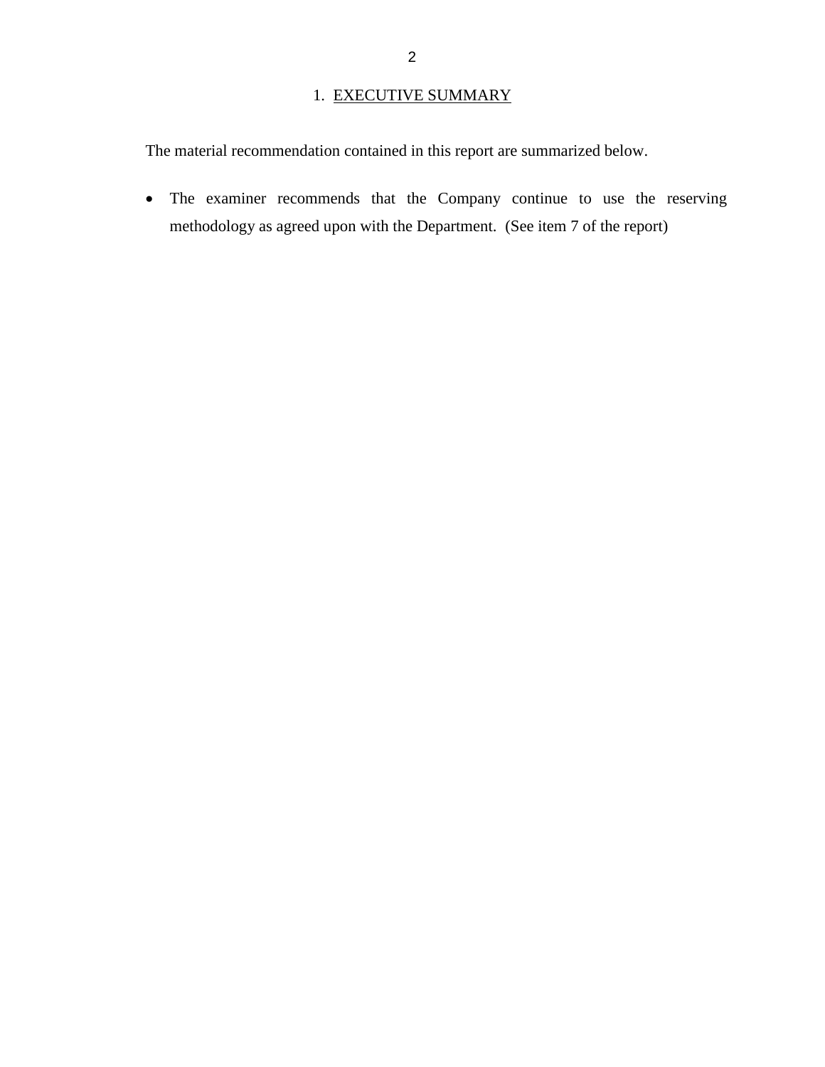# 1. EXECUTIVE SUMMARY

The material recommendation contained in this report are summarized below.

- The examiner recommends that the Company continue to use the reserving methodology as agreed upon with the Department. (See item 7 of the report)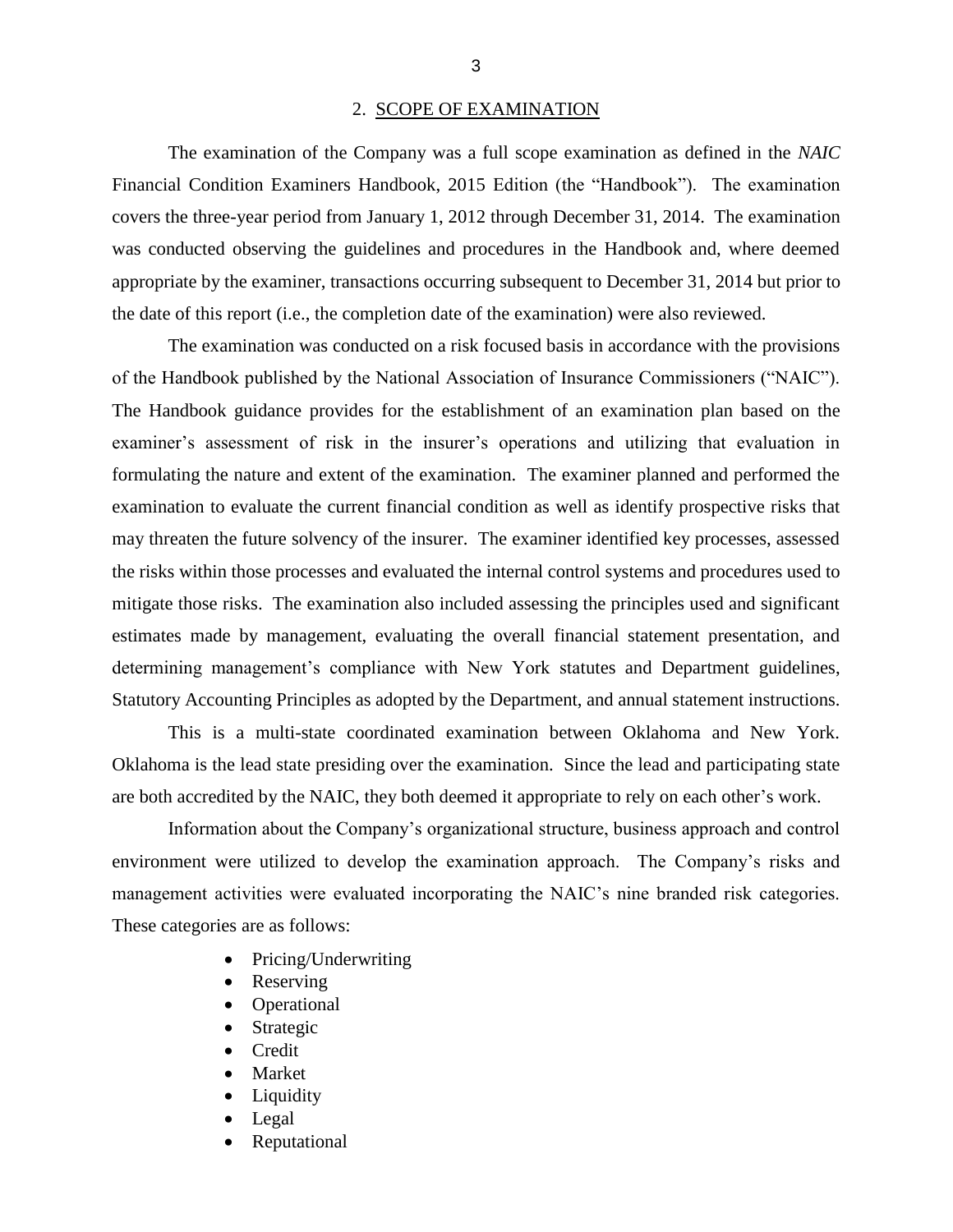## 2. SCOPE OF EXAMINATION

The examination of the Company was a full scope examination as defined in the *NAIC* Financial Condition Examiners Handbook, 2015 Edition (the "Handbook"). The examination covers the three-year period from January 1, 2012 through December 31, 2014. The examination was conducted observing the guidelines and procedures in the Handbook and, where deemed appropriate by the examiner, transactions occurring subsequent to December 31, 2014 but prior to the date of this report (i.e., the completion date of the examination) were also reviewed.

The examination was conducted on a risk focused basis in accordance with the provisions of the Handbook published by the National Association of Insurance Commissioners ("NAIC"). The Handbook guidance provides for the establishment of an examination plan based on the examiner's assessment of risk in the insurer's operations and utilizing that evaluation in formulating the nature and extent of the examination. The examiner planned and performed the examination to evaluate the current financial condition as well as identify prospective risks that may threaten the future solvency of the insurer. The examiner identified key processes, assessed the risks within those processes and evaluated the internal control systems and procedures used to mitigate those risks. The examination also included assessing the principles used and significant estimates made by management, evaluating the overall financial statement presentation, and determining management's compliance with New York statutes and Department guidelines, Statutory Accounting Principles as adopted by the Department, and annual statement instructions.

This is a multi-state coordinated examination between Oklahoma and New York. Oklahoma is the lead state presiding over the examination. Since the lead and participating state are both accredited by the NAIC, they both deemed it appropriate to rely on each other's work.

Information about the Company's organizational structure, business approach and control environment were utilized to develop the examination approach. The Company's risks and management activities were evaluated incorporating the NAIC's nine branded risk categories. These categories are as follows:

- Pricing/Underwriting
- Reserving
- Operational
- Strategic
- Credit
- Market
- Liquidity
- Legal
- Reputational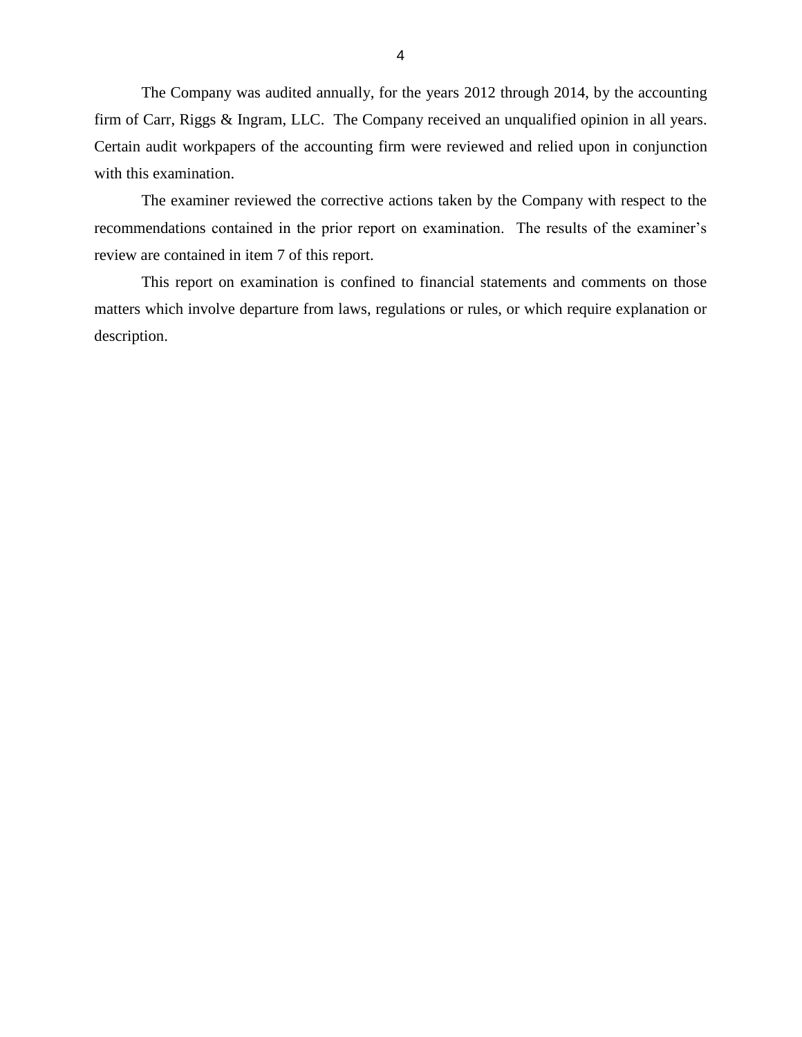The Company was audited annually, for the years 2012 through 2014, by the accounting firm of Carr, Riggs & Ingram, LLC. The Company received an unqualified opinion in all years. Certain audit workpapers of the accounting firm were reviewed and relied upon in conjunction with this examination.

The examiner reviewed the corrective actions taken by the Company with respect to the recommendations contained in the prior report on examination. The results of the examiner's review are contained in item 7 of this report.

This report on examination is confined to financial statements and comments on those matters which involve departure from laws, regulations or rules, or which require explanation or description.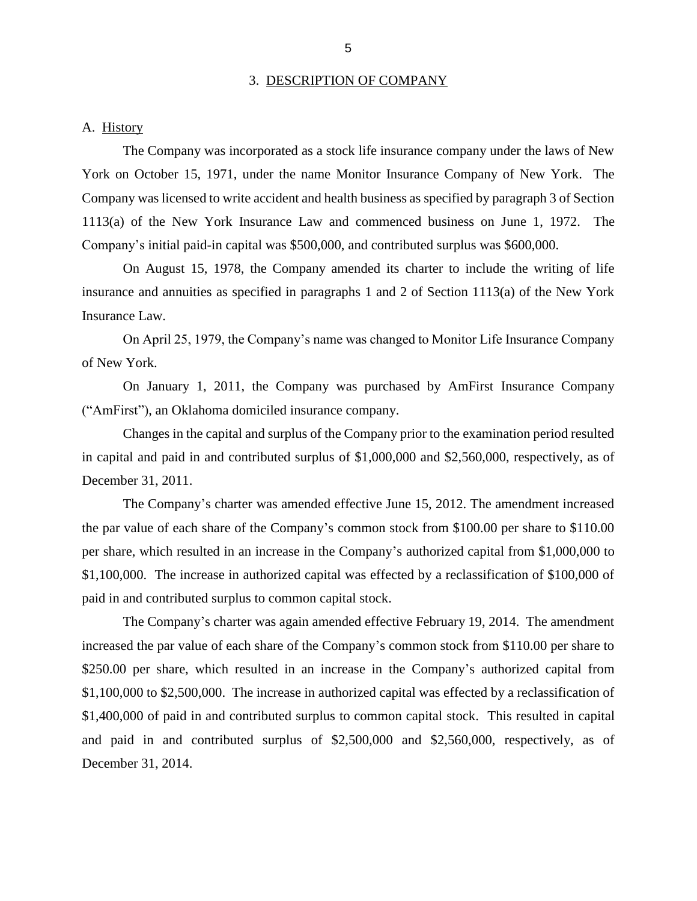## 3. DESCRIPTION OF COMPANY

### A. History

The Company was incorporated as a stock life insurance company under the laws of New York on October 15, 1971, under the name Monitor Insurance Company of New York. The Company was licensed to write accident and health business as specified by paragraph 3 of Section 1113(a) of the New York Insurance Law and commenced business on June 1, 1972. The Company's initial paid-in capital was $500,000, and contributed surplus was $600,000.

On August 15, 1978, the Company amended its charter to include the writing of life insurance and annuities as specified in paragraphs 1 and 2 of Section 1113(a) of the New York Insurance Law.

On April 25, 1979, the Company's name was changed to Monitor Life Insurance Company of New York.

On January 1, 2011, the Company was purchased by AmFirst Insurance Company ("AmFirst"), an Oklahoma domiciled insurance company.

Changes in the capital and surplus of the Company prior to the examination period resulted in capital and paid in and contributed surplus of $1,000,000 and $2,560,000, respectively, as of December 31, 2011.

The Company's charter was amended effective June 15, 2012. The amendment increased the par value of each share of the Company's common stock from $100.00 per share to $110.00 per share, which resulted in an increase in the Company's authorized capital from $1,000,000 to $1,100,000. The increase in authorized capital was effected by a reclassification of $100,000 of paid in and contributed surplus to common capital stock.

The Company's charter was again amended effective February 19, 2014. The amendment increased the par value of each share of the Company's common stock from $110.00 per share to $250.00 per share, which resulted in an increase in the Company's authorized capital from $1,100,000 to $2,500,000. The increase in authorized capital was effected by a reclassification of $1,400,000 of paid in and contributed surplus to common capital stock. This resulted in capital and paid in and contributed surplus of $2,500,000 and $2,560,000, respectively, as of December 31, 2014.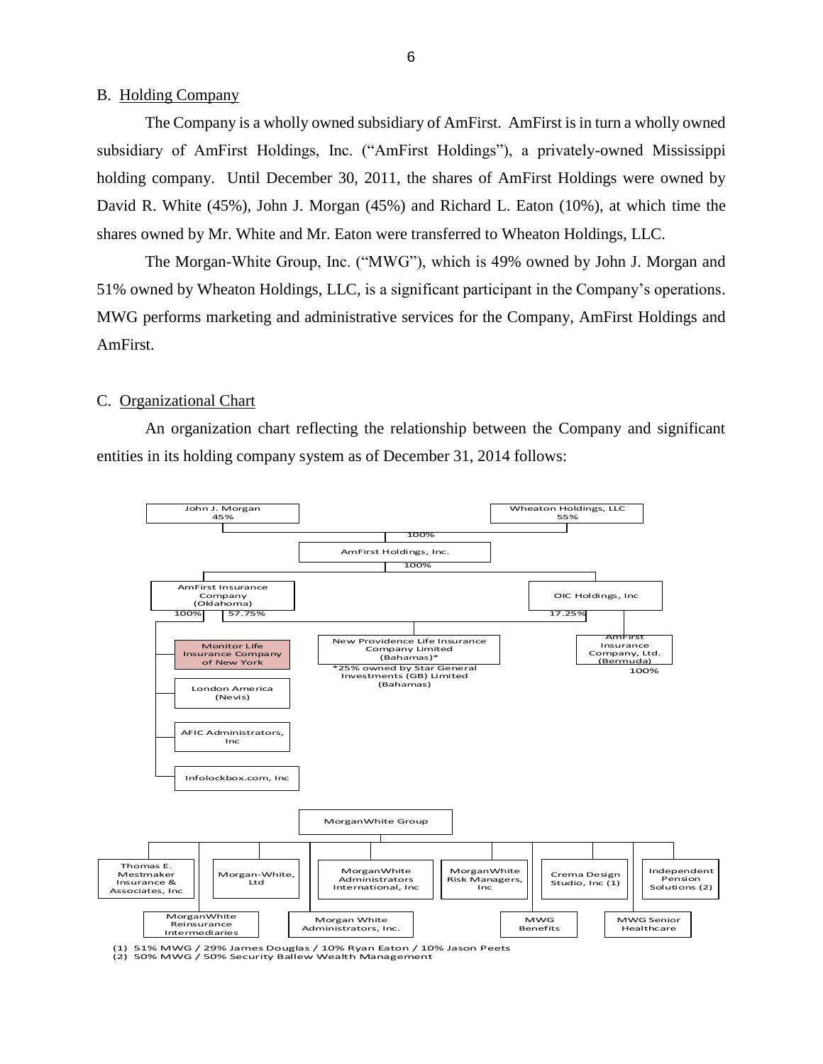B. Holding Company

The Company is a wholly owned subsidiary of AmFirst. AmFirst is in turn a wholly owned subsidiary of AmFirst Holdings, Inc. ("AmFirst Holdings"), a privately-owned Mississippi holding company. Until December 30, 2011, the shares of AmFirst Holdings were owned by David R. White (45%), John J. Morgan (45%) and Richard L. Eaton (10%), at which time the shares owned by Mr. White and Mr. Eaton were transferred to Wheaton Holdings, LLC.

The Morgan-White Group, Inc. ("MWG"), which is 49% owned by John J. Morgan and 51% owned by Wheaton Holdings, LLC, is a significant participant in the Company's operations. MWG performs marketing and administrative services for the Company, AmFirst Holdings and AmFirst.

C. Organizational Chart

An organization chart reflecting the relationship between the Company and significant entities in its holding company system as of December 31, 2014 follows:

John J. Morgan 45%

Wheaton Holdings, LLC 55%

100%

AmFirst Holdings, Inc.

100%

AmFirst Insurance Company (Oklahoma)

OIC Holdings, Inc

100% 57.75% 17.25%

Monitor Life Insurance Company of New York

London America (Nevis)

AFIC Administrators, Inc

Infolockbox.com, Inc

New Providence Life Insurance Company Limited (Bahamas)*

*25% owned by Star General Investments (GB) Limited (Bahamas)

AmFirst Insurance Company, Ltd. (Bermuda)

100%

MorganWhite Group

Thomas E. Mestmaker Insurance & Associates, Inc

MorganWhite Reinsurance Intermediaries

Morgan-White, Ltd

Morgan White Administrators, Inc.

MorganWhite Administrators International, Inc

MorganWhite Risk Managers, Inc

MWG Benefits

Crema Design Studio, Inc (1)

MWG Senior Healthcare

Independent Pension Solutions (2)

(1) 51% MWG / 29% James Douglas / 10% Ryan Eaton / 10% Jason Peets
(2) 50% MWG / 50% Security Ballew Wealth Management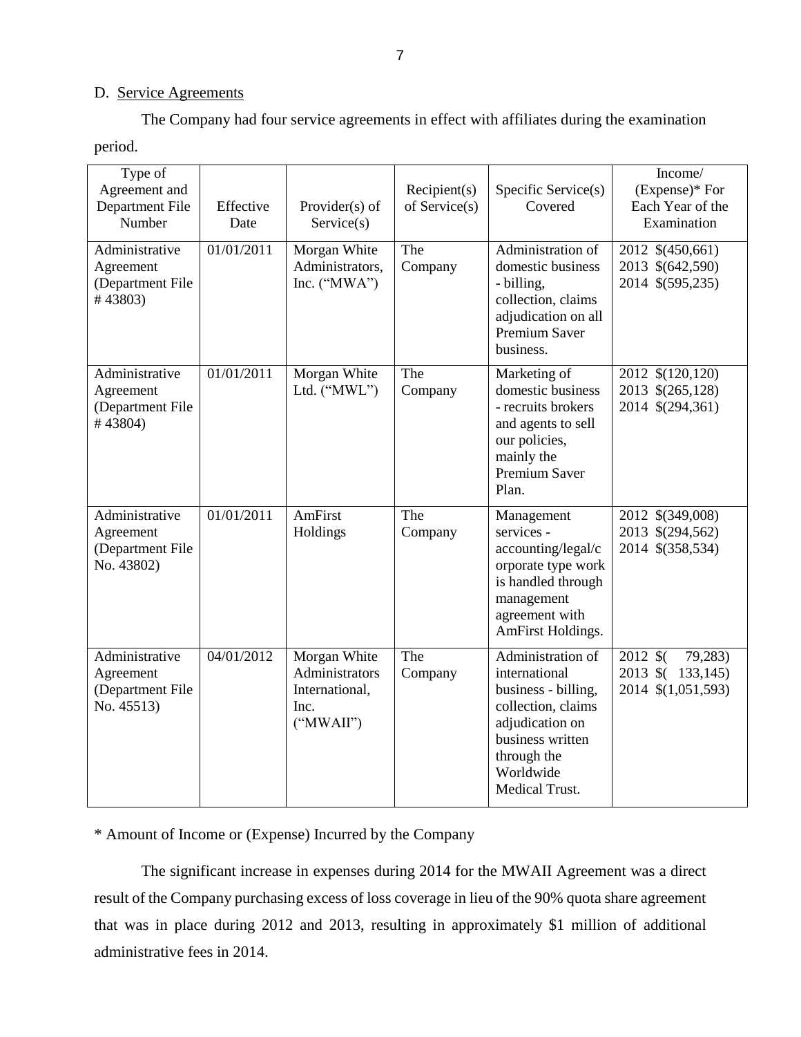## D. Service Agreements

The Company had four service agreements in effect with affiliates during the examination period.

| Type of Agreement and Department File Number | Effective Date | Provider(s) of Service(s) | Recipient(s) of Service(s) | Specific Service(s) Covered | Income/ (Expense)* For Each Year of the Examination |
|---|---|---|---|---|---|
| Administrative Agreement (Department File # 43803) | 01/01/2011 | Morgan White Administrators, Inc. ("MWA") | The Company | Administration of domestic business - billing, collection, claims adjudication on all Premium Saver business. | 2012 $(450,661)<br>2013 $(642,590)<br>2014 $(595,235) |
| Administrative Agreement (Department File # 43804) | 01/01/2011 | Morgan White Ltd. ("MWL") | The Company | Marketing of domestic business - recruits brokers and agents to sell our policies, mainly the Premium Saver Plan. | 2012 $(120,120)<br>2013 $(265,128)<br>2014 $(294,361) |
| Administrative Agreement (Department File No. 43802) | 01/01/2011 | AmFirst Holdings | The Company | Management services - accounting/legal/corporate type work is handled through management agreement with AmFirst Holdings. | 2012 $(349,008)<br>2013 $(294,562)<br>2014 $(358,534) |
| Administrative Agreement (Department File No. 45513) | 04/01/2012 | Morgan White Administrators International, Inc. ("MWAII") | The Company | Administration of international business - billing, collection, claims adjudication on business written through the Worldwide Medical Trust. | 2012 $( 79,283)<br>2013 $( 133,145)<br>2014 $(1,051,593) |

* Amount of Income or (Expense) Incurred by the Company

The significant increase in expenses during 2014 for the MWAII Agreement was a direct result of the Company purchasing excess of loss coverage in lieu of the 90% quota share agreement that was in place during 2012 and 2013, resulting in approximately $1 million of additional administrative fees in 2014.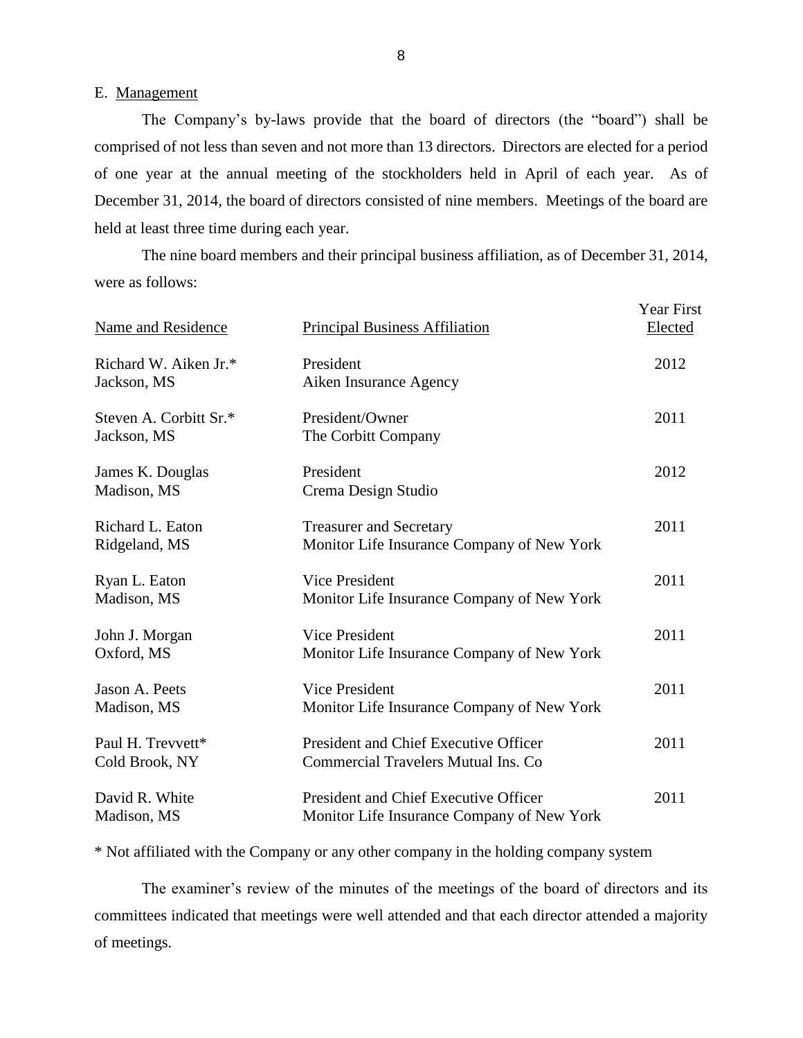E. Management

The Company's by-laws provide that the board of directors (the "board") shall be comprised of not less than seven and not more than 13 directors. Directors are elected for a period of one year at the annual meeting of the stockholders held in April of each year. As of December 31, 2014, the board of directors consisted of nine members. Meetings of the board are held at least three time during each year.

The nine board members and their principal business affiliation, as of December 31, 2014, were as follows:

| Name and Residence | Principal Business Affiliation | Year First Elected |
|---|---|---|
| Richard W. Aiken Jr.* Jackson, MS | President Aiken Insurance Agency | 2012 |
| Steven A. Corbitt Sr.* Jackson, MS | President/Owner The Corbitt Company | 2011 |
| James K. Douglas Madison, MS | President Crema Design Studio | 2012 |
| Richard L. Eaton Ridgeland, MS | Treasurer and Secretary Monitor Life Insurance Company of New York | 2011 |
| Ryan L. Eaton Madison, MS | Vice President Monitor Life Insurance Company of New York | 2011 |
| John J. Morgan Oxford, MS | Vice President Monitor Life Insurance Company of New York | 2011 |
| Jason A. Peets Madison, MS | Vice President Monitor Life Insurance Company of New York | 2011 |
| Paul H. Trevvett* Cold Brook, NY | President and Chief Executive Officer Commercial Travelers Mutual Ins. Co | 2011 |
| David R. White Madison, MS | President and Chief Executive Officer Monitor Life Insurance Company of New York | 2011 |

\* Not affiliated with the Company or any other company in the holding company system

The examiner's review of the minutes of the meetings of the board of directors and its committees indicated that meetings were well attended and that each director attended a majority of meetings.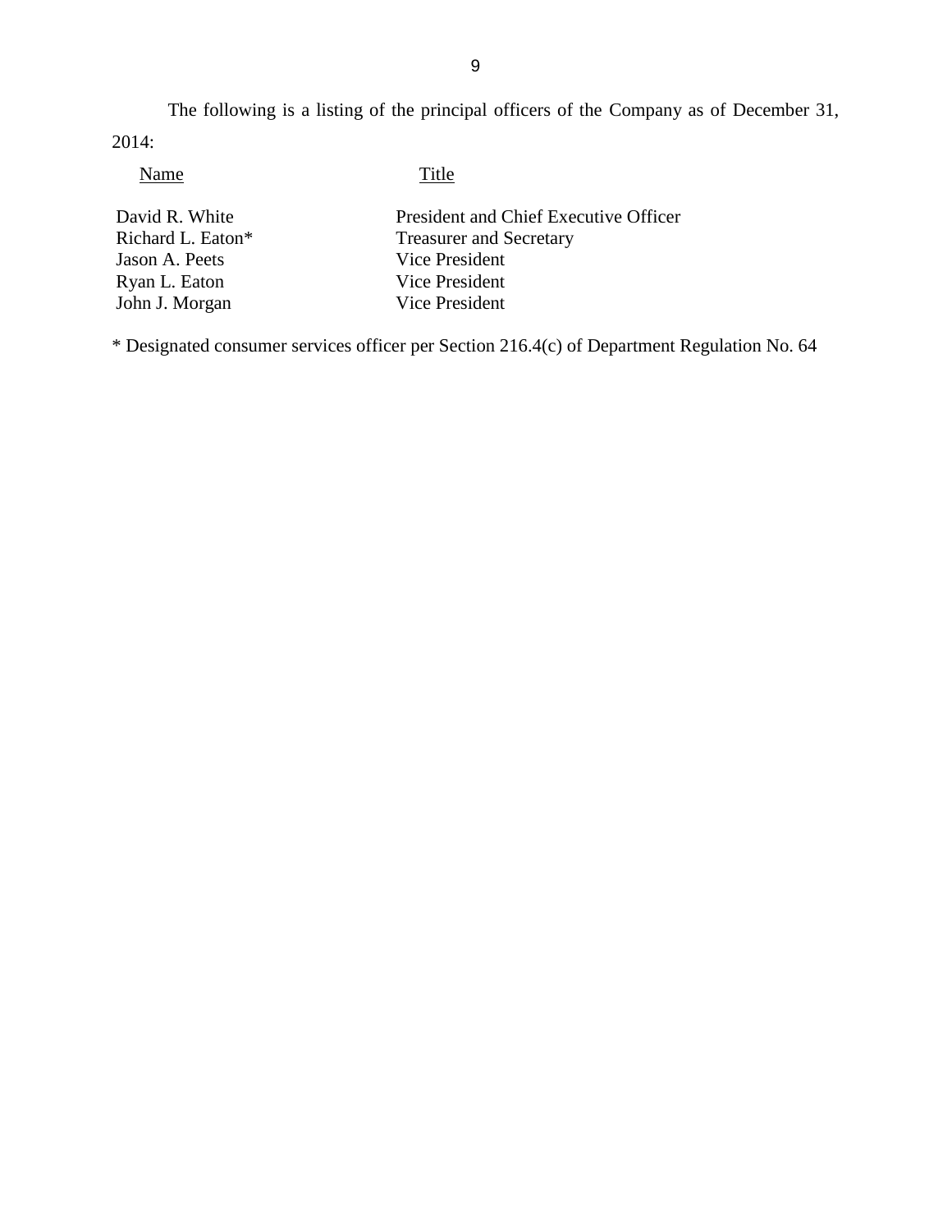The following is a listing of the principal officers of the Company as of December 31, 2014:

| Name | Title |
|---|---|
| David R. White | President and Chief Executive Officer |
| Richard L. Eaton* | Treasurer and Secretary |
| Jason A. Peets | Vice President |
| Ryan L. Eaton | Vice President |
| John J. Morgan | Vice President |

* Designated consumer services officer per Section 216.4(c) of Department Regulation No. 64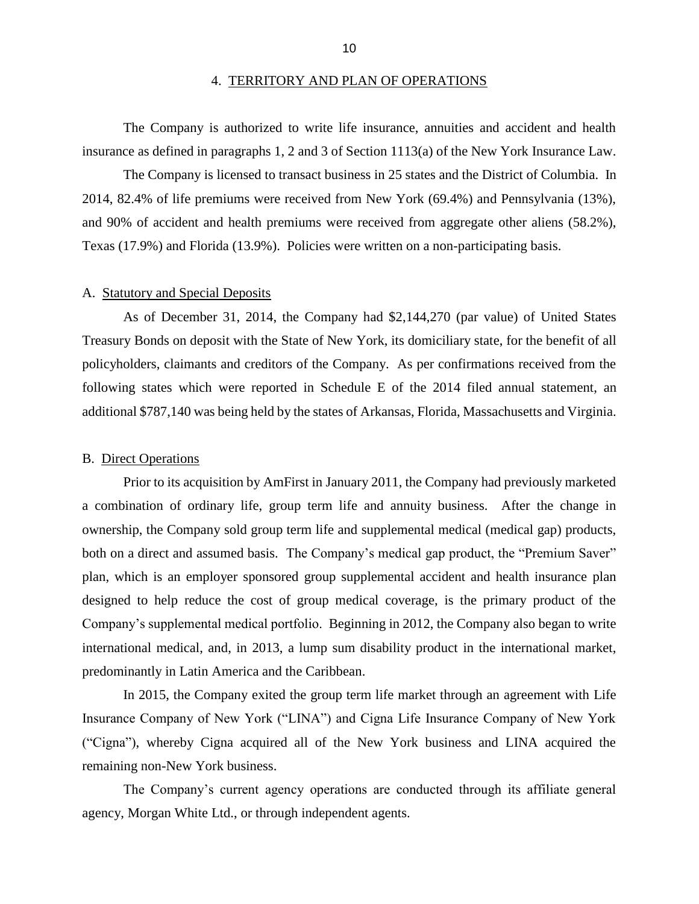## 4. TERRITORY AND PLAN OF OPERATIONS

The Company is authorized to write life insurance, annuities and accident and health insurance as defined in paragraphs 1, 2 and 3 of Section 1113(a) of the New York Insurance Law.

The Company is licensed to transact business in 25 states and the District of Columbia. In 2014, 82.4% of life premiums were received from New York (69.4%) and Pennsylvania (13%), and 90% of accident and health premiums were received from aggregate other aliens (58.2%), Texas (17.9%) and Florida (13.9%). Policies were written on a non-participating basis.

### A. Statutory and Special Deposits

As of December 31, 2014, the Company had $2,144,270 (par value) of United States Treasury Bonds on deposit with the State of New York, its domiciliary state, for the benefit of all policyholders, claimants and creditors of the Company. As per confirmations received from the following states which were reported in Schedule E of the 2014 filed annual statement, an additional $787,140 was being held by the states of Arkansas, Florida, Massachusetts and Virginia.

### B. Direct Operations

Prior to its acquisition by AmFirst in January 2011, the Company had previously marketed a combination of ordinary life, group term life and annuity business. After the change in ownership, the Company sold group term life and supplemental medical (medical gap) products, both on a direct and assumed basis. The Company's medical gap product, the "Premium Saver" plan, which is an employer sponsored group supplemental accident and health insurance plan designed to help reduce the cost of group medical coverage, is the primary product of the Company's supplemental medical portfolio. Beginning in 2012, the Company also began to write international medical, and, in 2013, a lump sum disability product in the international market, predominantly in Latin America and the Caribbean.

In 2015, the Company exited the group term life market through an agreement with Life Insurance Company of New York ("LINA") and Cigna Life Insurance Company of New York ("Cigna"), whereby Cigna acquired all of the New York business and LINA acquired the remaining non-New York business.

The Company's current agency operations are conducted through its affiliate general agency, Morgan White Ltd., or through independent agents.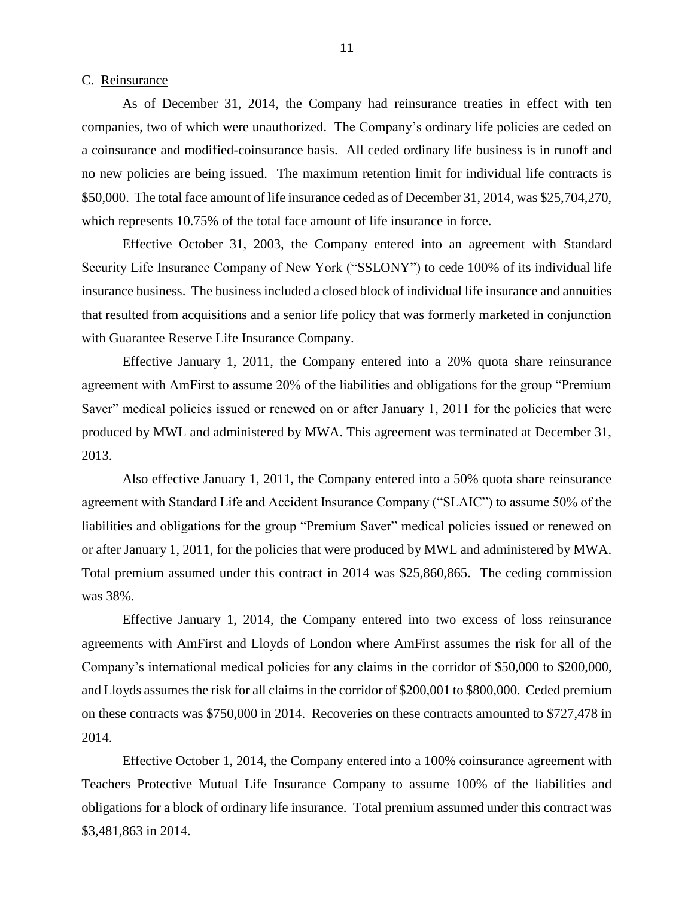C. Reinsurance

As of December 31, 2014, the Company had reinsurance treaties in effect with ten companies, two of which were unauthorized. The Company's ordinary life policies are ceded on a coinsurance and modified-coinsurance basis. All ceded ordinary life business is in runoff and no new policies are being issued. The maximum retention limit for individual life contracts is $50,000. The total face amount of life insurance ceded as of December 31, 2014, was $25,704,270, which represents 10.75% of the total face amount of life insurance in force.

Effective October 31, 2003, the Company entered into an agreement with Standard Security Life Insurance Company of New York ("SSLONY") to cede 100% of its individual life insurance business. The business included a closed block of individual life insurance and annuities that resulted from acquisitions and a senior life policy that was formerly marketed in conjunction with Guarantee Reserve Life Insurance Company.

Effective January 1, 2011, the Company entered into a 20% quota share reinsurance agreement with AmFirst to assume 20% of the liabilities and obligations for the group "Premium Saver" medical policies issued or renewed on or after January 1, 2011 for the policies that were produced by MWL and administered by MWA. This agreement was terminated at December 31, 2013.

Also effective January 1, 2011, the Company entered into a 50% quota share reinsurance agreement with Standard Life and Accident Insurance Company ("SLAIC") to assume 50% of the liabilities and obligations for the group "Premium Saver" medical policies issued or renewed on or after January 1, 2011, for the policies that were produced by MWL and administered by MWA. Total premium assumed under this contract in 2014 was $25,860,865. The ceding commission was 38%.

Effective January 1, 2014, the Company entered into two excess of loss reinsurance agreements with AmFirst and Lloyds of London where AmFirst assumes the risk for all of the Company's international medical policies for any claims in the corridor of $50,000 to $200,000, and Lloyds assumes the risk for all claims in the corridor of $200,001 to $800,000. Ceded premium on these contracts was $750,000 in 2014. Recoveries on these contracts amounted to $727,478 in 2014.

Effective October 1, 2014, the Company entered into a 100% coinsurance agreement with Teachers Protective Mutual Life Insurance Company to assume 100% of the liabilities and obligations for a block of ordinary life insurance. Total premium assumed under this contract was $3,481,863 in 2014.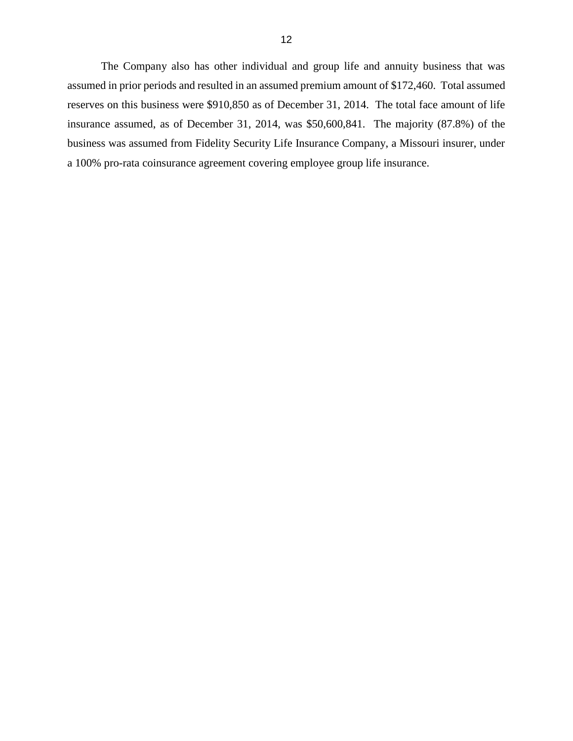The Company also has other individual and group life and annuity business that was assumed in prior periods and resulted in an assumed premium amount of $172,460. Total assumed reserves on this business were $910,850 as of December 31, 2014. The total face amount of life insurance assumed, as of December 31, 2014, was $50,600,841. The majority (87.8%) of the business was assumed from Fidelity Security Life Insurance Company, a Missouri insurer, under a 100% pro-rata coinsurance agreement covering employee group life insurance.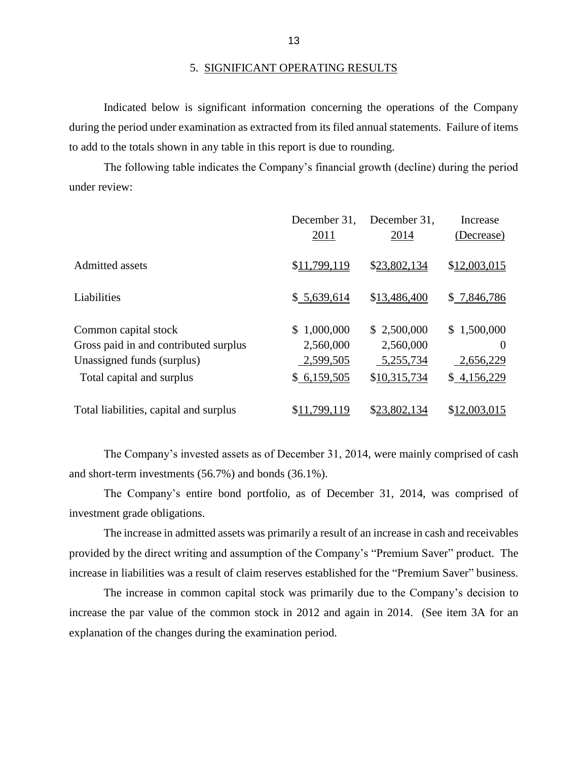## 5. SIGNIFICANT OPERATING RESULTS

Indicated below is significant information concerning the operations of the Company during the period under examination as extracted from its filed annual statements. Failure of items to add to the totals shown in any table in this report is due to rounding.

The following table indicates the Company's financial growth (decline) during the period under review:

| | December 31, 2011 | December 31, 2014 | Increase (Decrease) |
|---|---|---|---|
| Admitted assets | $11,799,119 | $23,802,134 | $12,003,015 |
| Liabilities | $ 5,639,614 | $13,486,400 | $ 7,846,786 |
| Common capital stock | $ 1,000,000 | $ 2,500,000 | $ 1,500,000 |
| Gross paid in and contributed surplus | 2,560,000 | 2,560,000 | 0 |
| Unassigned funds (surplus) | 2,599,505 | 5,255,734 | 2,656,229 |
| Total capital and surplus | $ 6,159,505 | $10,315,734 | $ 4,156,229 |
| Total liabilities, capital and surplus | $11,799,119 | $23,802,134 | $12,003,015 |

The Company's invested assets as of December 31, 2014, were mainly comprised of cash and short-term investments (56.7%) and bonds (36.1%).

The Company's entire bond portfolio, as of December 31, 2014, was comprised of investment grade obligations.

The increase in admitted assets was primarily a result of an increase in cash and receivables provided by the direct writing and assumption of the Company's "Premium Saver" product. The increase in liabilities was a result of claim reserves established for the "Premium Saver" business.

The increase in common capital stock was primarily due to the Company's decision to increase the par value of the common stock in 2012 and again in 2014. (See item 3A for an explanation of the changes during the examination period.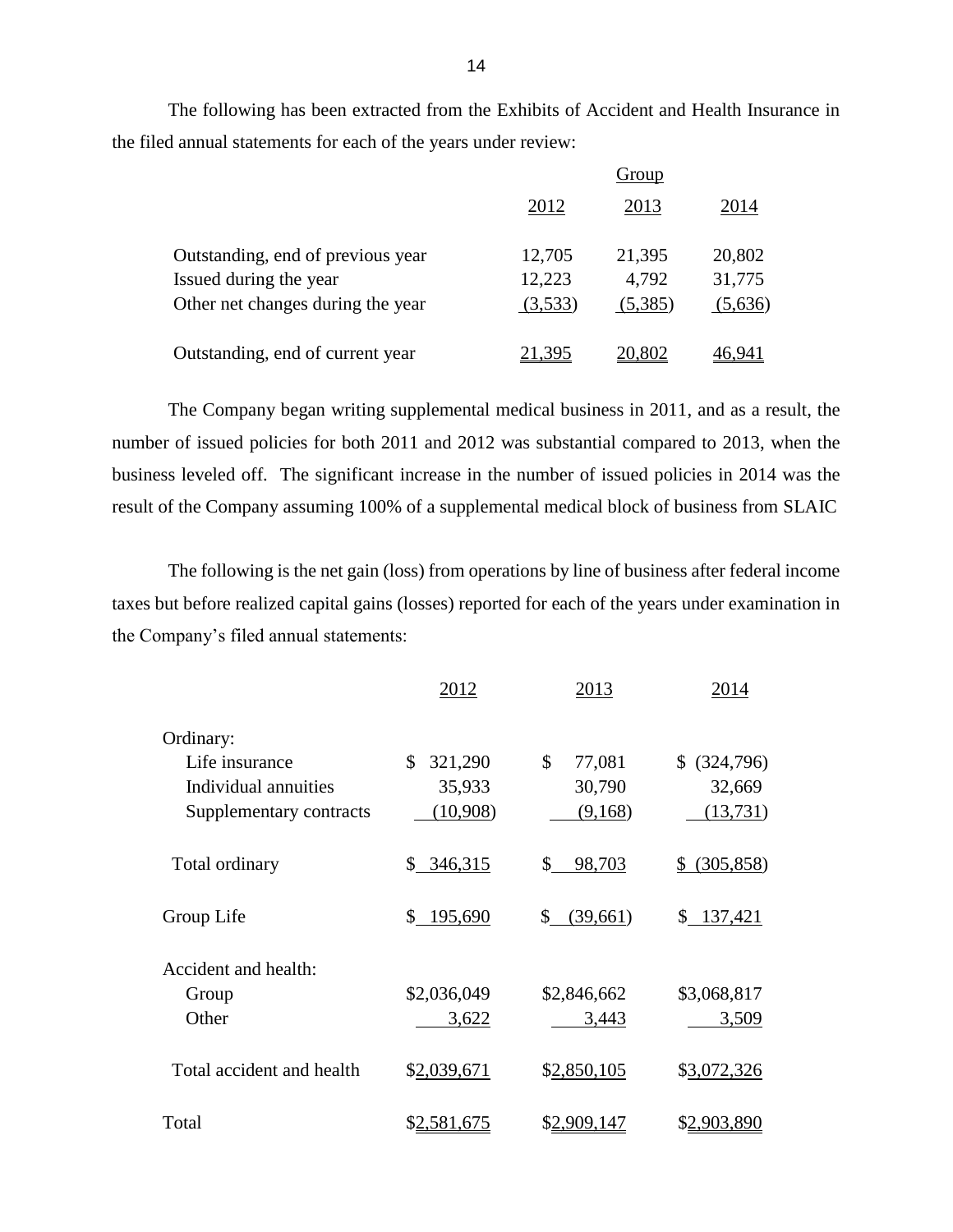The following has been extracted from the Exhibits of Accident and Health Insurance in the filed annual statements for each of the years under review:

| | Group | | |
|---|---|---|---|
| | 2012 | 2013 | 2014 |
| Outstanding, end of previous year | 12,705 | 21,395 | 20,802 |
| Issued during the year | 12,223 | 4,792 | 31,775 |
| Other net changes during the year | (3,533) | (5,385) | (5,636) |
| Outstanding, end of current year | 21,395 | 20,802 | 46,941 |

The Company began writing supplemental medical business in 2011, and as a result, the number of issued policies for both 2011 and 2012 was substantial compared to 2013, when the business leveled off. The significant increase in the number of issued policies in 2014 was the result of the Company assuming 100% of a supplemental medical block of business from SLAIC

The following is the net gain (loss) from operations by line of business after federal income taxes but before realized capital gains (losses) reported for each of the years under examination in the Company's filed annual statements:

| | 2012 | 2013 | 2014 |
|---|---|---|---|
| Ordinary: | | | |
| Life insurance | $ 321,290 | $ 77,081 | $ (324,796) |
| Individual annuities | 35,933 | 30,790 | 32,669 |
| Supplementary contracts | (10,908) | (9,168) | (13,731) |
| Total ordinary | $ 346,315 | $ 98,703 | $ (305,858) |
| Group Life | $ 195,690 | $ (39,661) | $ 137,421 |
| Accident and health: | | | |
| Group | $2,036,049 | $2,846,662 | $3,068,817 |
| Other | 3,622 | 3,443 | 3,509 |
| Total accident and health | $2,039,671 | $2,850,105 | $3,072,326 |
| Total | $2,581,675 | $2,909,147 | $2,903,890 |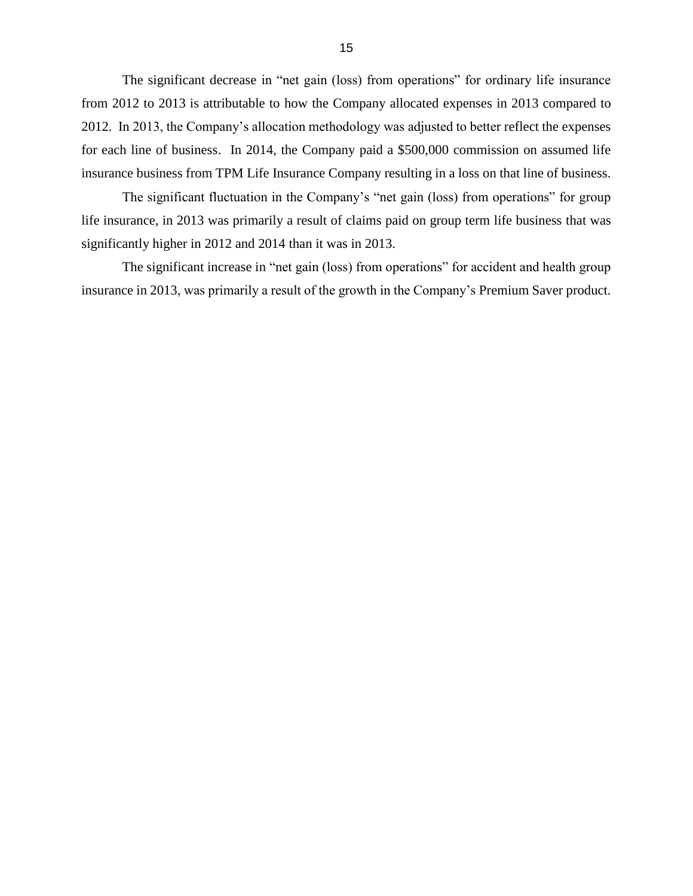The significant decrease in "net gain (loss) from operations" for ordinary life insurance from 2012 to 2013 is attributable to how the Company allocated expenses in 2013 compared to 2012. In 2013, the Company's allocation methodology was adjusted to better reflect the expenses for each line of business. In 2014, the Company paid a $500,000 commission on assumed life insurance business from TPM Life Insurance Company resulting in a loss on that line of business.

The significant fluctuation in the Company's "net gain (loss) from operations" for group life insurance, in 2013 was primarily a result of claims paid on group term life business that was significantly higher in 2012 and 2014 than it was in 2013.

The significant increase in "net gain (loss) from operations" for accident and health group insurance in 2013, was primarily a result of the growth in the Company's Premium Saver product.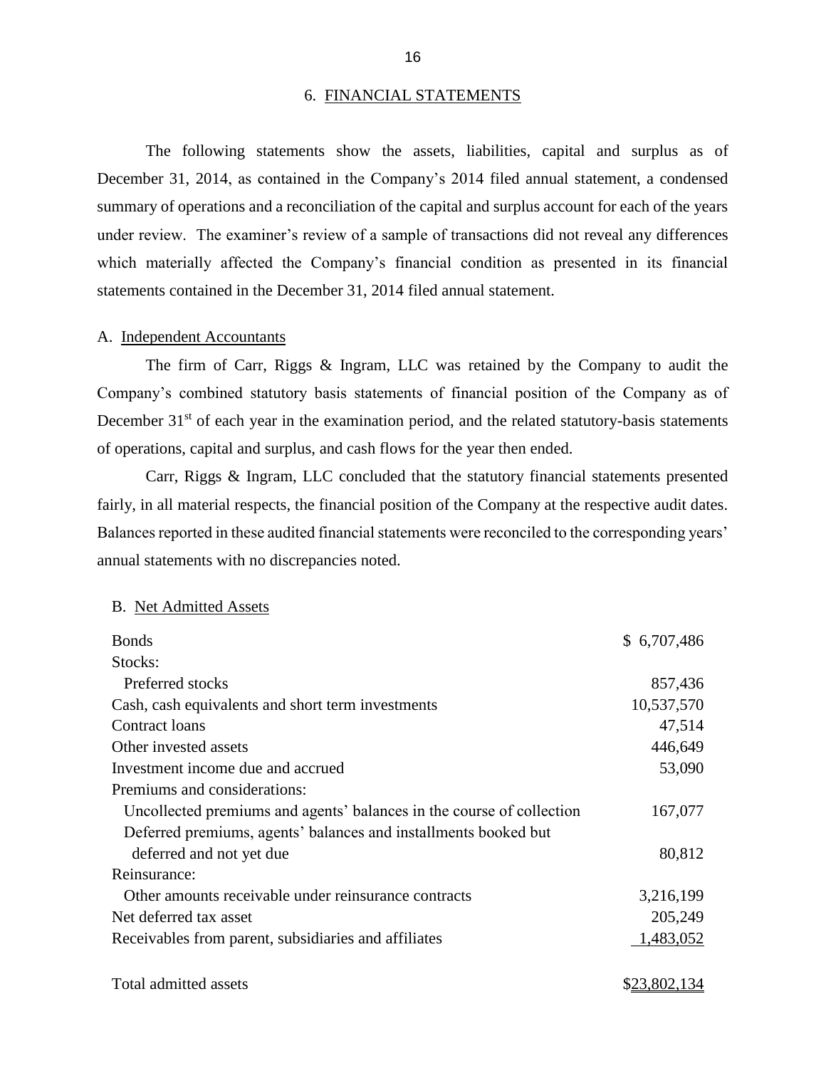## 6. FINANCIAL STATEMENTS

The following statements show the assets, liabilities, capital and surplus as of December 31, 2014, as contained in the Company's 2014 filed annual statement, a condensed summary of operations and a reconciliation of the capital and surplus account for each of the years under review. The examiner's review of a sample of transactions did not reveal any differences which materially affected the Company's financial condition as presented in its financial statements contained in the December 31, 2014 filed annual statement.

### A. Independent Accountants

The firm of Carr, Riggs & Ingram, LLC was retained by the Company to audit the Company's combined statutory basis statements of financial position of the Company as of December 31st of each year in the examination period, and the related statutory-basis statements of operations, capital and surplus, and cash flows for the year then ended.

Carr, Riggs & Ingram, LLC concluded that the statutory financial statements presented fairly, in all material respects, the financial position of the Company at the respective audit dates. Balances reported in these audited financial statements were reconciled to the corresponding years' annual statements with no discrepancies noted.

### B. Net Admitted Assets

| | |
|---|---:|
| Bonds | $ 6,707,486 |
| Stocks: | |
| Preferred stocks | 857,436 |
| Cash, cash equivalents and short term investments | 10,537,570 |
| Contract loans | 47,514 |
| Other invested assets | 446,649 |
| Investment income due and accrued | 53,090 |
| Premiums and considerations: | |
| Uncollected premiums and agents' balances in the course of collection | 167,077 |
| Deferred premiums, agents' balances and installments booked but deferred and not yet due | 80,812 |
| Reinsurance: | |
| Other amounts receivable under reinsurance contracts | 3,216,199 |
| Net deferred tax asset | 205,249 |
| Receivables from parent, subsidiaries and affiliates | 1,483,052 |
| Total admitted assets | $23,802,134 |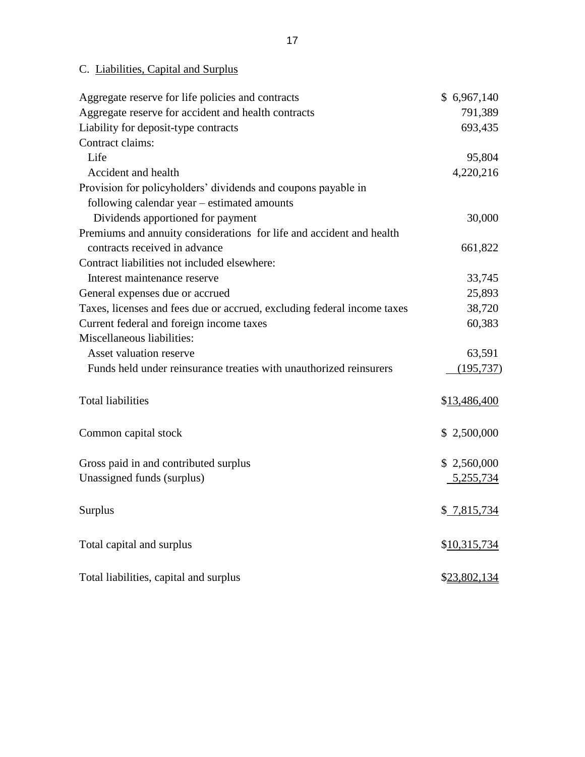## C. Liabilities, Capital and Surplus

| | |
|---|---|
| Aggregate reserve for life policies and contracts | $ 6,967,140 |
| Aggregate reserve for accident and health contracts | 791,389 |
| Liability for deposit-type contracts | 693,435 |
| Contract claims: | |
| Life | 95,804 |
| Accident and health | 4,220,216 |
| Provision for policyholders' dividends and coupons payable in following calendar year – estimated amounts | |
| Dividends apportioned for payment | 30,000 |
| Premiums and annuity considerations for life and accident and health contracts received in advance | 661,822 |
| Contract liabilities not included elsewhere: | |
| Interest maintenance reserve | 33,745 |
| General expenses due or accrued | 25,893 |
| Taxes, licenses and fees due or accrued, excluding federal income taxes | 38,720 |
| Current federal and foreign income taxes | 60,383 |
| Miscellaneous liabilities: | |
| Asset valuation reserve | 63,591 |
| Funds held under reinsurance treaties with unauthorized reinsurers | (195,737) |
| Total liabilities | $13,486,400 |
| Common capital stock | $ 2,500,000 |
| Gross paid in and contributed surplus | $ 2,560,000 |
| Unassigned funds (surplus) | 5,255,734 |
| Surplus | $ 7,815,734 |
| Total capital and surplus | $10,315,734 |
| Total liabilities, capital and surplus | $23,802,134 |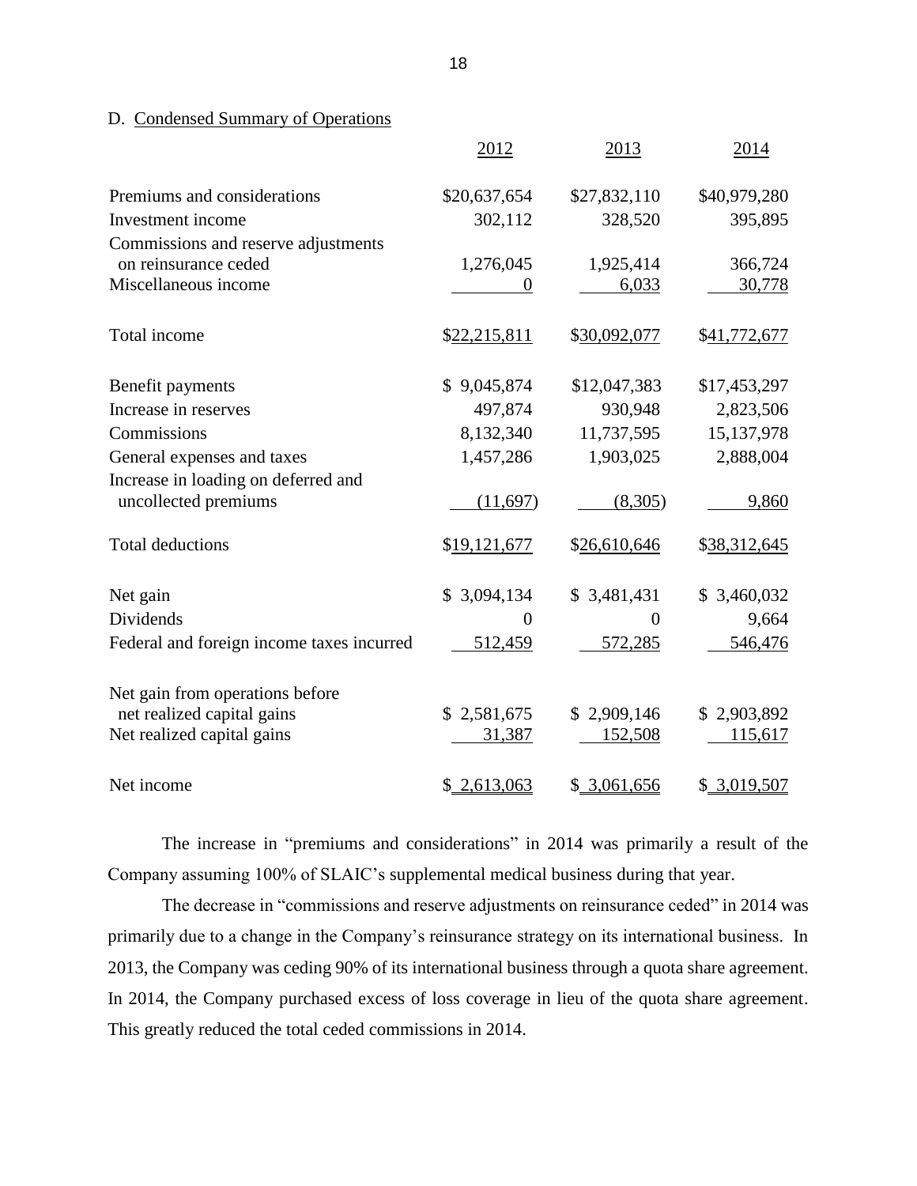D. Condensed Summary of Operations

| | 2012 | 2013 | 2014 |
|---|---|---|---|
| Premiums and considerations | $20,637,654 | $27,832,110 | $40,979,280 |
| Investment income | 302,112 | 328,520 | 395,895 |
| Commissions and reserve adjustments on reinsurance ceded | 1,276,045 | 1,925,414 | 366,724 |
| Miscellaneous income | 0 | 6,033 | 30,778 |
| Total income | $22,215,811 | $30,092,077 | $41,772,677 |
| Benefit payments | $ 9,045,874 | $12,047,383 | $17,453,297 |
| Increase in reserves | 497,874 | 930,948 | 2,823,506 |
| Commissions | 8,132,340 | 11,737,595 | 15,137,978 |
| General expenses and taxes | 1,457,286 | 1,903,025 | 2,888,004 |
| Increase in loading on deferred and uncollected premiums | (11,697) | (8,305) | 9,860 |
| Total deductions | $19,121,677 | $26,610,646 | $38,312,645 |
| Net gain | $ 3,094,134 | $ 3,481,431 | $ 3,460,032 |
| Dividends | 0 | 0 | 9,664 |
| Federal and foreign income taxes incurred | 512,459 | 572,285 | 546,476 |
| Net gain from operations before net realized capital gains | $ 2,581,675 | $ 2,909,146 | $ 2,903,892 |
| Net realized capital gains | 31,387 | 152,508 | 115,617 |
| Net income | $ 2,613,063 | $ 3,061,656 | $ 3,019,507 |

The increase in "premiums and considerations" in 2014 was primarily a result of the Company assuming 100% of SLAIC's supplemental medical business during that year.

The decrease in "commissions and reserve adjustments on reinsurance ceded" in 2014 was primarily due to a change in the Company's reinsurance strategy on its international business. In 2013, the Company was ceding 90% of its international business through a quota share agreement. In 2014, the Company purchased excess of loss coverage in lieu of the quota share agreement. This greatly reduced the total ceded commissions in 2014.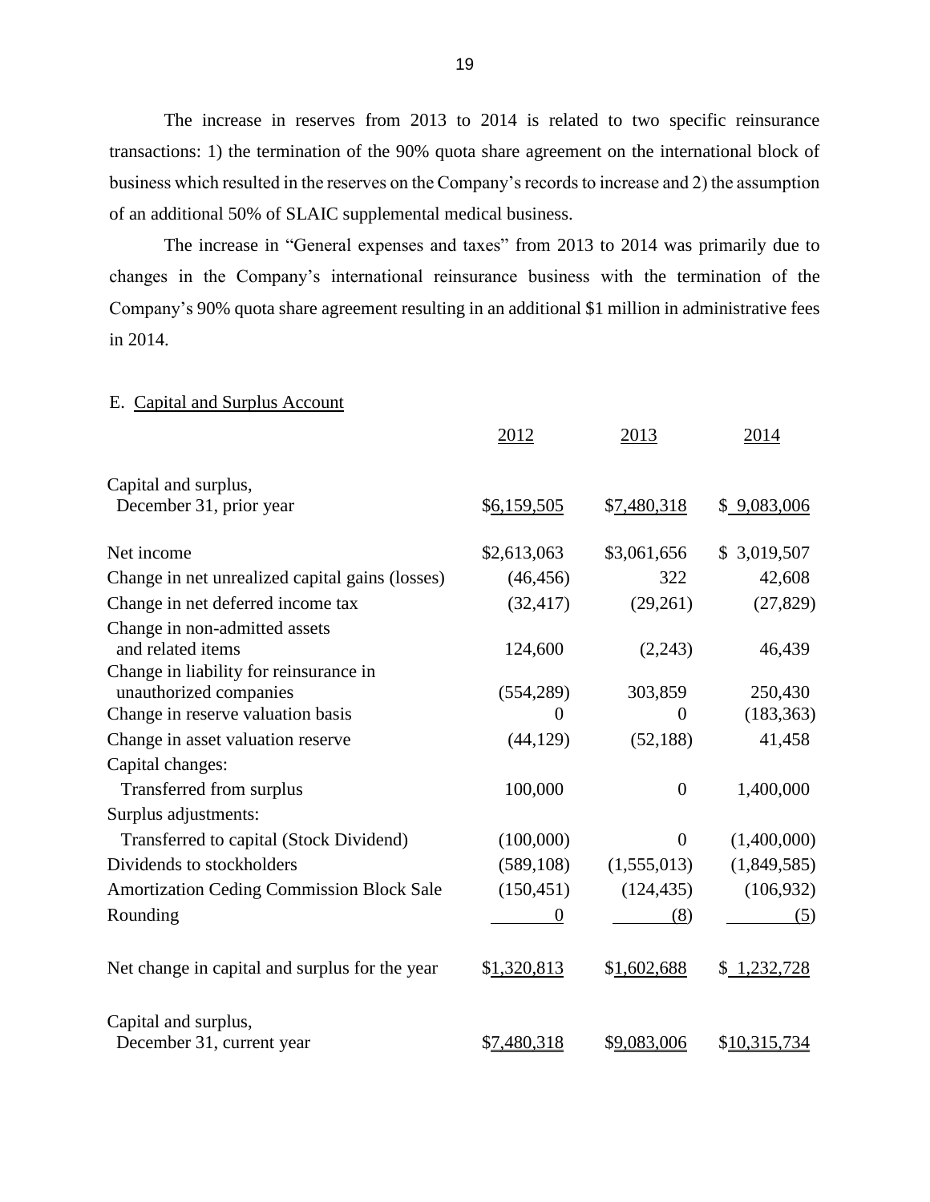The increase in reserves from 2013 to 2014 is related to two specific reinsurance transactions: 1) the termination of the 90% quota share agreement on the international block of business which resulted in the reserves on the Company's records to increase and 2) the assumption of an additional 50% of SLAIC supplemental medical business.

The increase in "General expenses and taxes" from 2013 to 2014 was primarily due to changes in the Company's international reinsurance business with the termination of the Company's 90% quota share agreement resulting in an additional $1 million in administrative fees in 2014.

E. Capital and Surplus Account

| | 2012 | 2013 | 2014 |
|---|---|---|---|
| Capital and surplus, December 31, prior year | $6,159,505 | $7,480,318 | $ 9,083,006 |
| Net income | $2,613,063 | $3,061,656 | $ 3,019,507 |
| Change in net unrealized capital gains (losses) | (46,456) | 322 | 42,608 |
| Change in net deferred income tax | (32,417) | (29,261) | (27,829) |
| Change in non-admitted assets and related items | 124,600 | (2,243) | 46,439 |
| Change in liability for reinsurance in unauthorized companies | (554,289) | 303,859 | 250,430 |
| Change in reserve valuation basis | 0 | 0 | (183,363) |
| Change in asset valuation reserve | (44,129) | (52,188) | 41,458 |
| Capital changes: | | | |
| Transferred from surplus | 100,000 | 0 | 1,400,000 |
| Surplus adjustments: | | | |
| Transferred to capital (Stock Dividend) | (100,000) | 0 | (1,400,000) |
| Dividends to stockholders | (589,108) | (1,555,013) | (1,849,585) |
| Amortization Ceding Commission Block Sale | (150,451) | (124,435) | (106,932) |
| Rounding | 0 | (8) | (5) |
| Net change in capital and surplus for the year | $1,320,813 | $1,602,688 | $ 1,232,728 |
| Capital and surplus, December 31, current year | $7,480,318 | $9,083,006 | $10,315,734 |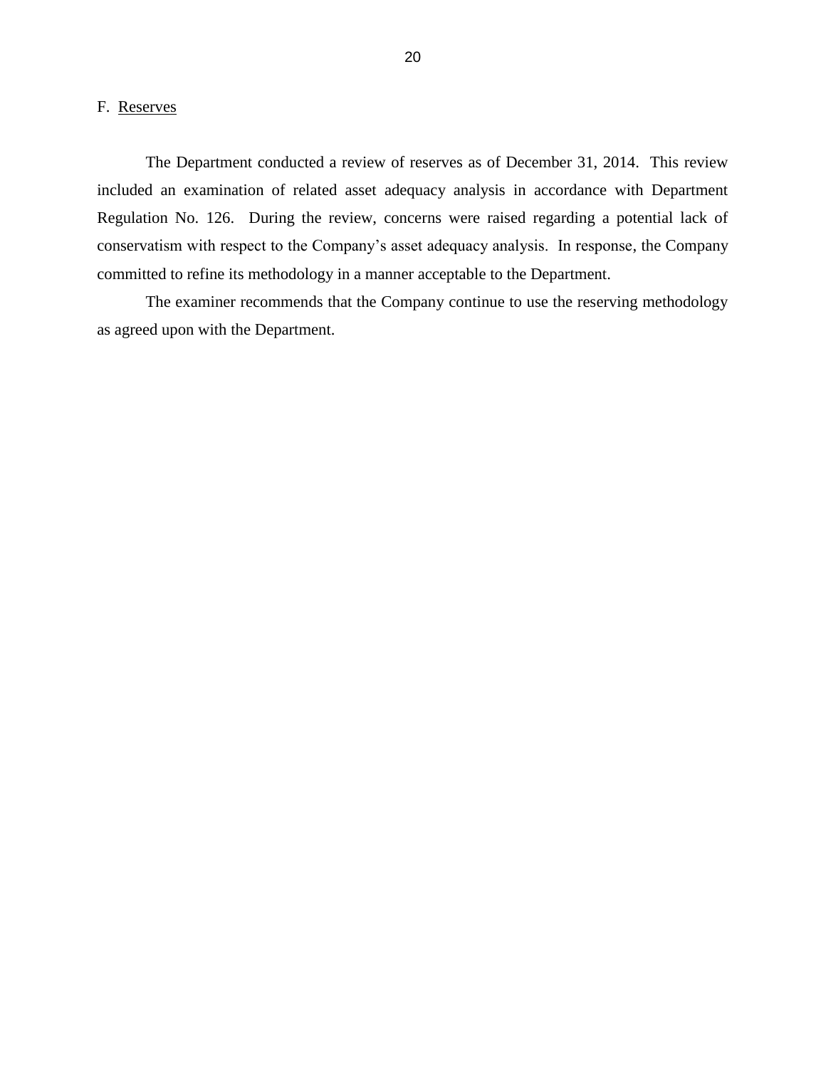F. Reserves

The Department conducted a review of reserves as of December 31, 2014. This review included an examination of related asset adequacy analysis in accordance with Department Regulation No. 126. During the review, concerns were raised regarding a potential lack of conservatism with respect to the Company's asset adequacy analysis. In response, the Company committed to refine its methodology in a manner acceptable to the Department.

The examiner recommends that the Company continue to use the reserving methodology as agreed upon with the Department.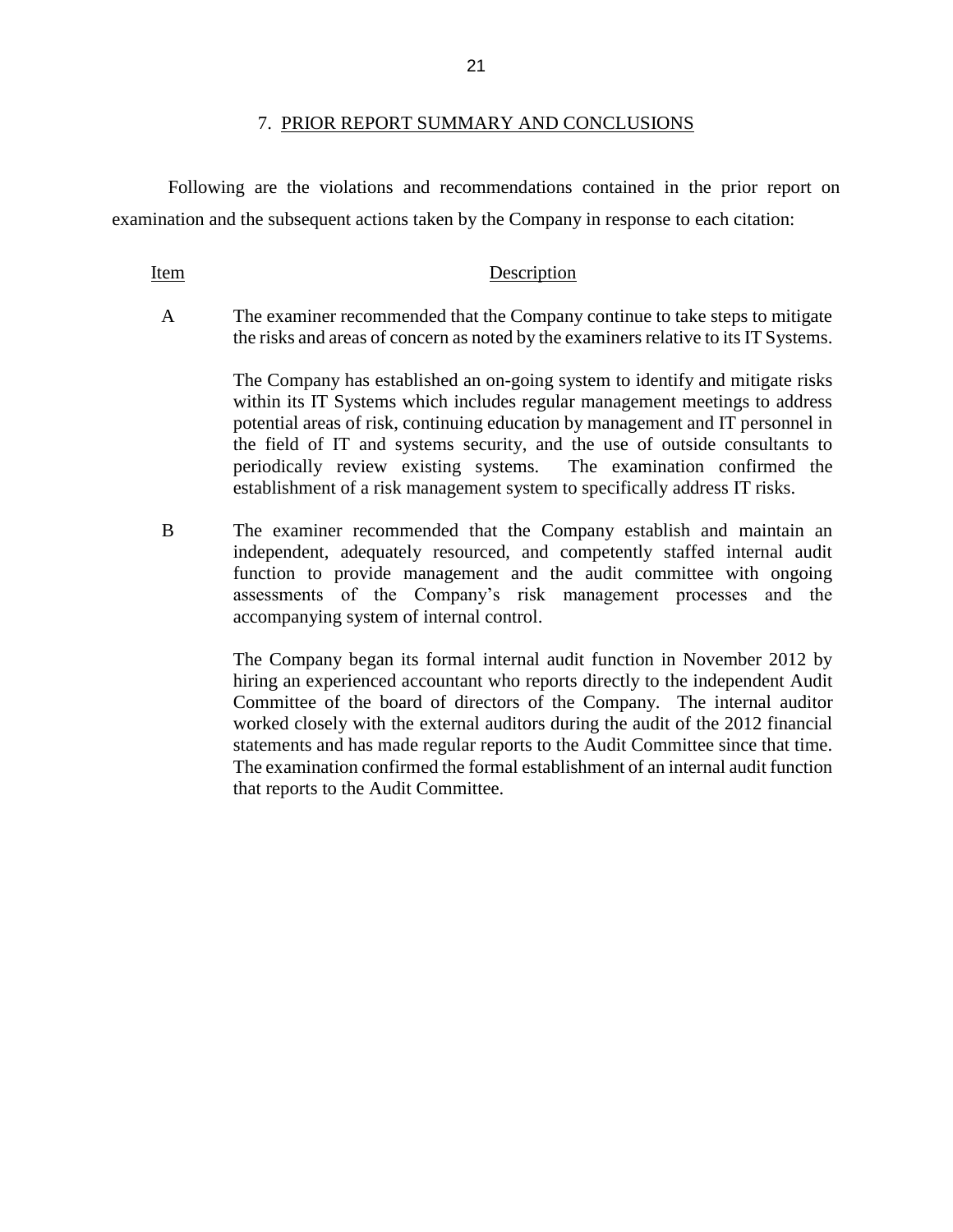## 7. PRIOR REPORT SUMMARY AND CONCLUSIONS

Following are the violations and recommendations contained in the prior report on examination and the subsequent actions taken by the Company in response to each citation:

| Item | Description |
|---|---|
| A | The examiner recommended that the Company continue to take steps to mitigate the risks and areas of concern as noted by the examiners relative to its IT Systems.<br><br>The Company has established an on-going system to identify and mitigate risks within its IT Systems which includes regular management meetings to address potential areas of risk, continuing education by management and IT personnel in the field of IT and systems security, and the use of outside consultants to periodically review existing systems. The examination confirmed the establishment of a risk management system to specifically address IT risks. |
| B | The examiner recommended that the Company establish and maintain an independent, adequately resourced, and competently staffed internal audit function to provide management and the audit committee with ongoing assessments of the Company's risk management processes and the accompanying system of internal control.<br><br>The Company began its formal internal audit function in November 2012 by hiring an experienced accountant who reports directly to the independent Audit Committee of the board of directors of the Company. The internal auditor worked closely with the external auditors during the audit of the 2012 financial statements and has made regular reports to the Audit Committee since that time. The examination confirmed the formal establishment of an internal audit function that reports to the Audit Committee. |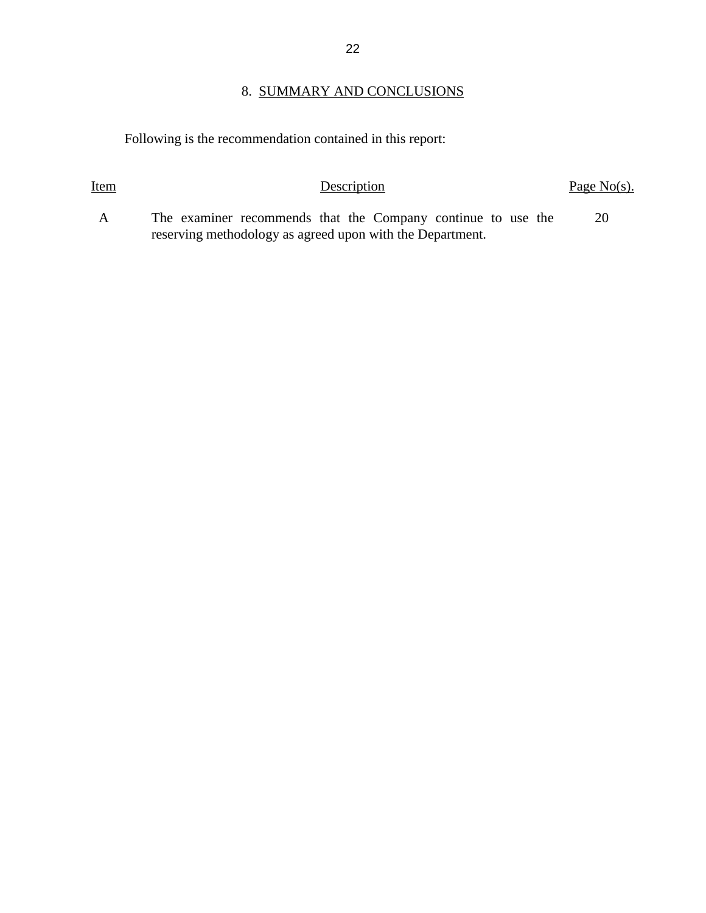## 8. SUMMARY AND CONCLUSIONS

Following is the recommendation contained in this report:

| Item | Description | Page No(s). |
|---|---|---|
| A | The examiner recommends that the Company continue to use the reserving methodology as agreed upon with the Department. | 20 |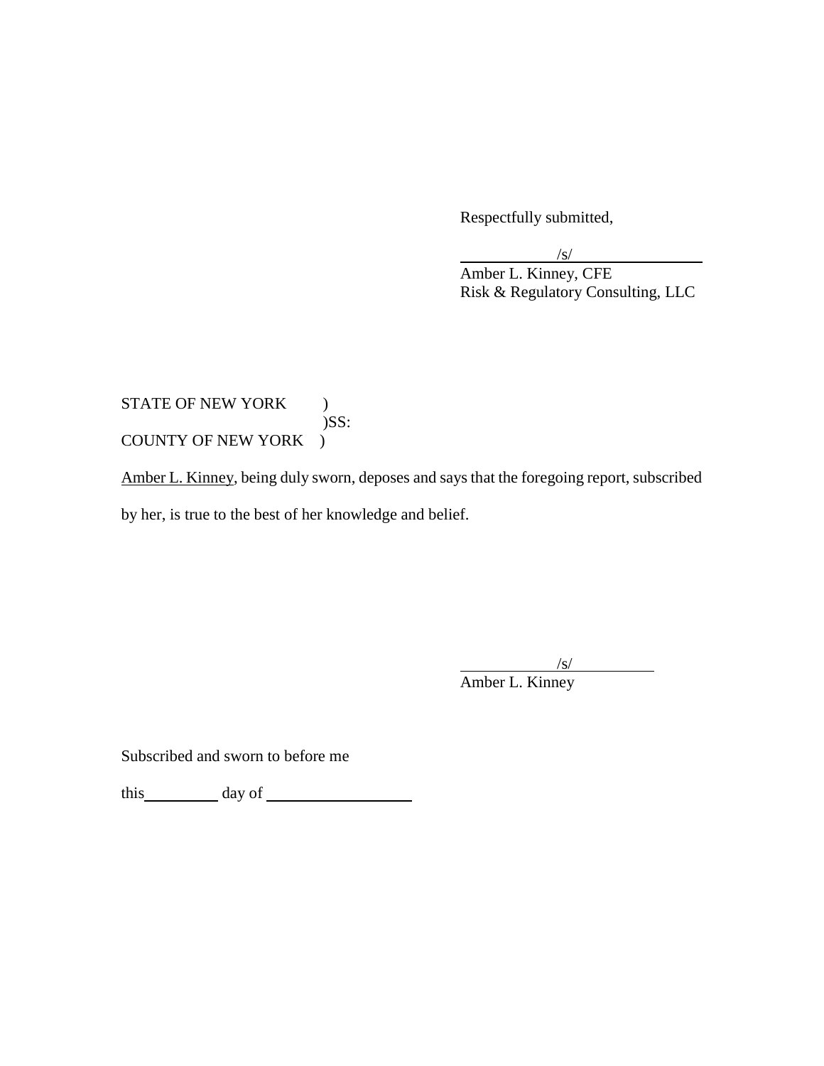Respectfully submitted,

/s/
Amber L. Kinney, CFE
Risk & Regulatory Consulting, LLC

STATE OF NEW YORK )
)SS:
COUNTY OF NEW YORK )

Amber L. Kinney, being duly sworn, deposes and says that the foregoing report, subscribed by her, is true to the best of her knowledge and belief.

/s/
Amber L. Kinney

Subscribed and sworn to before me

this\_\_\_\_\_\_\_\_\_\_ day of \_\_\_\_\_\_\_\_\_\_\_\_\_\_\_\_\_\_\_\_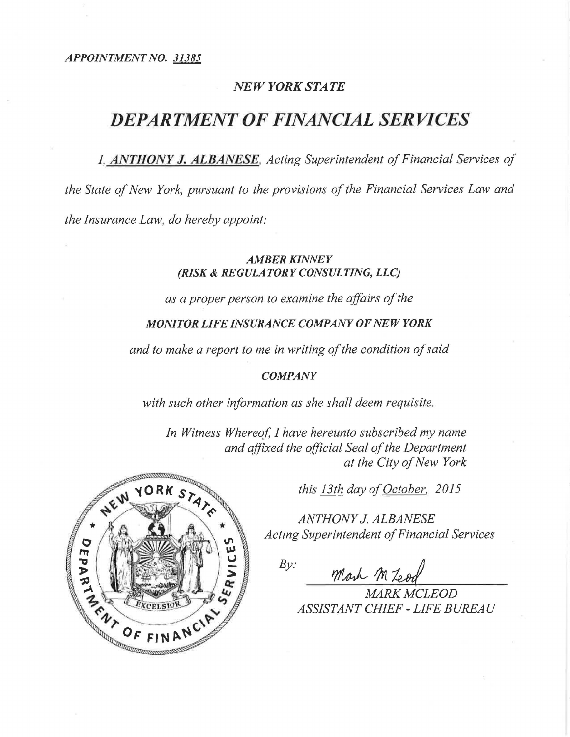*APPOINTMENT NO. 31385*

*NEW YORK STATE*

# *DEPARTMENT OF FINANCIAL SERVICES*

*I, ANTHONY J. ALBANESE, Acting Superintendent of Financial Services of the State of New York, pursuant to the provisions of the Financial Services Law and the Insurance Law, do hereby appoint:*

***AMBER KINNEY***
***(RISK & REGULATORY CONSULTING, LLC)***

*as a proper person to examine the affairs of the*

***MONITOR LIFE INSURANCE COMPANY OF NEW YORK***

*and to make a report to me in writing of the condition of said*

***COMPANY***

*with such other information as she shall deem requisite.*

*In Witness Whereof, I have hereunto subscribed my name and affixed the official Seal of the Department at the City of New York*

*this 13th day of October, 2015*

*ANTHONY J. ALBANESE*
*Acting Superintendent of Financial Services*

*By:* Mark McLeod

*MARK MCLEOD*
*ASSISTANT CHIEF - LIFE BUREAU*